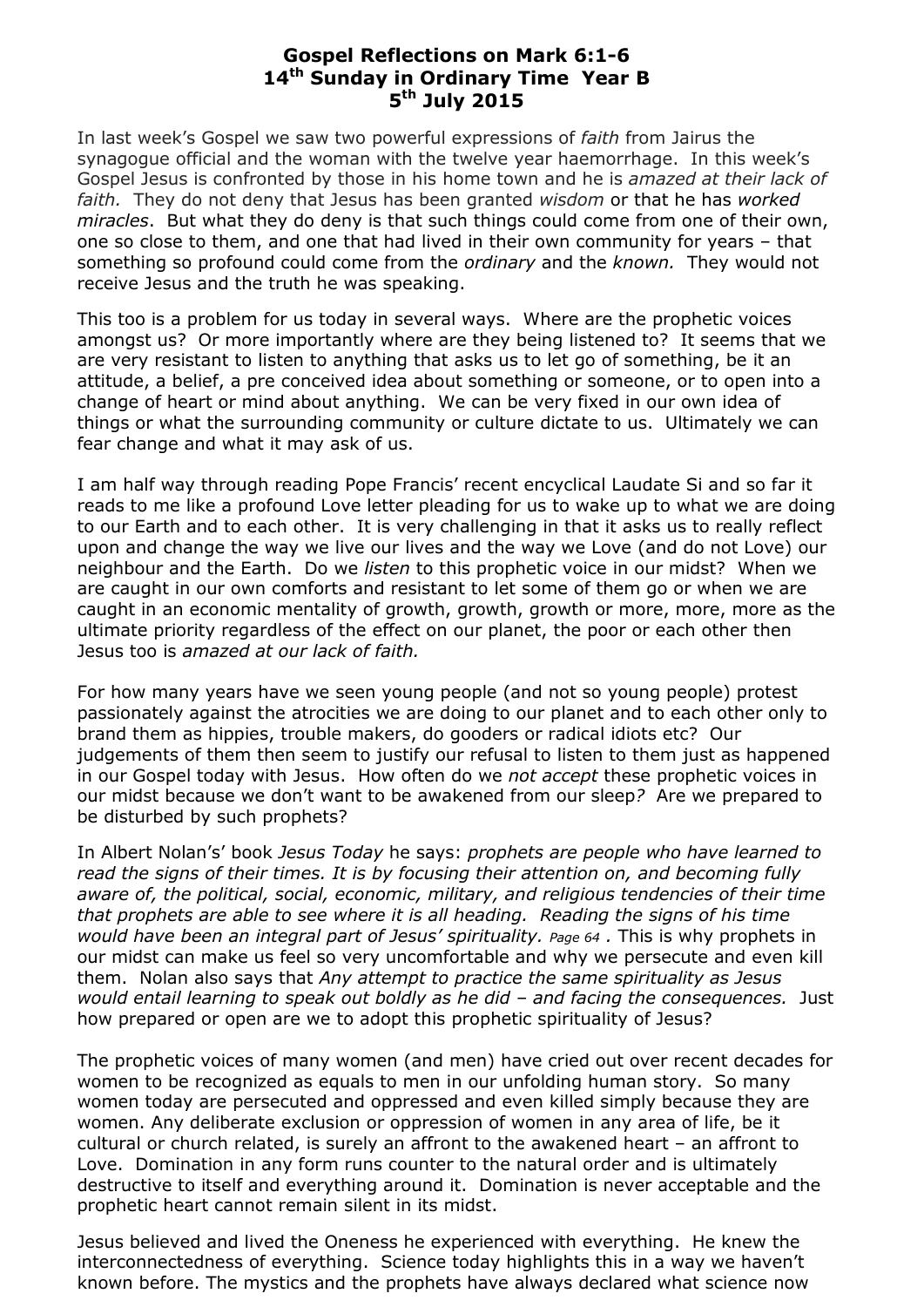# Gospel Reflections on Mark 6:1-6
## 14th Sunday in Ordinary Time Year B
## 5th July 2015

In last week's Gospel we saw two powerful expressions of *faith* from Jairus the synagogue official and the woman with the twelve year haemorrhage. In this week's Gospel Jesus is confronted by those in his home town and he is *amazed at their lack of faith.* They do not deny that Jesus has been granted *wisdom* or that he has *worked miracles*. But what they do deny is that such things could come from one of their own, one so close to them, and one that had lived in their own community for years – that something so profound could come from the *ordinary* and the *known.* They would not receive Jesus and the truth he was speaking.

This too is a problem for us today in several ways. Where are the prophetic voices amongst us? Or more importantly where are they being listened to? It seems that we are very resistant to listen to anything that asks us to let go of something, be it an attitude, a belief, a pre conceived idea about something or someone, or to open into a change of heart or mind about anything. We can be very fixed in our own idea of things or what the surrounding community or culture dictate to us. Ultimately we can fear change and what it may ask of us.

I am half way through reading Pope Francis' recent encyclical Laudate Si and so far it reads to me like a profound Love letter pleading for us to wake up to what we are doing to our Earth and to each other. It is very challenging in that it asks us to really reflect upon and change the way we live our lives and the way we Love (and do not Love) our neighbour and the Earth. Do we *listen* to this prophetic voice in our midst? When we are caught in our own comforts and resistant to let some of them go or when we are caught in an economic mentality of growth, growth, growth or more, more, more as the ultimate priority regardless of the effect on our planet, the poor or each other then Jesus too is *amazed at our lack of faith.*

For how many years have we seen young people (and not so young people) protest passionately against the atrocities we are doing to our planet and to each other only to brand them as hippies, trouble makers, do gooders or radical idiots etc? Our judgements of them then seem to justify our refusal to listen to them just as happened in our Gospel today with Jesus. How often do we *not accept* these prophetic voices in our midst because we don't want to be awakened from our sleep*?* Are we prepared to be disturbed by such prophets?

In Albert Nolan's' book *Jesus Today* he says: *prophets are people who have learned to read the signs of their times. It is by focusing their attention on, and becoming fully aware of, the political, social, economic, military, and religious tendencies of their time that prophets are able to see where it is all heading. Reading the signs of his time would have been an integral part of Jesus' spirituality. Page 64* . This is why prophets in our midst can make us feel so very uncomfortable and why we persecute and even kill them. Nolan also says that *Any attempt to practice the same spirituality as Jesus would entail learning to speak out boldly as he did – and facing the consequences.* Just how prepared or open are we to adopt this prophetic spirituality of Jesus?

The prophetic voices of many women (and men) have cried out over recent decades for women to be recognized as equals to men in our unfolding human story. So many women today are persecuted and oppressed and even killed simply because they are women. Any deliberate exclusion or oppression of women in any area of life, be it cultural or church related, is surely an affront to the awakened heart – an affront to Love. Domination in any form runs counter to the natural order and is ultimately destructive to itself and everything around it. Domination is never acceptable and the prophetic heart cannot remain silent in its midst.

Jesus believed and lived the Oneness he experienced with everything. He knew the interconnectedness of everything. Science today highlights this in a way we haven't known before. The mystics and the prophets have always declared what science now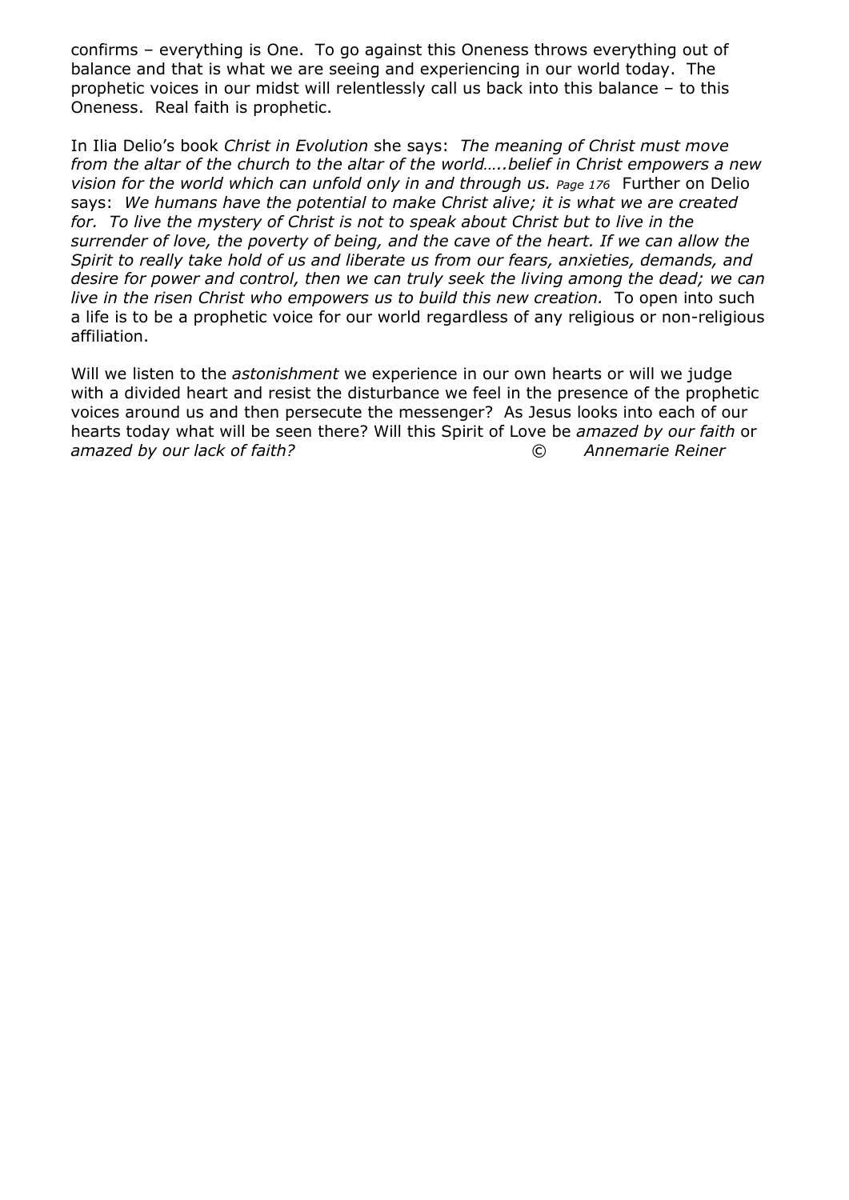confirms – everything is One. To go against this Oneness throws everything out of balance and that is what we are seeing and experiencing in our world today. The prophetic voices in our midst will relentlessly call us back into this balance – to this Oneness. Real faith is prophetic.

In Ilia Delio's book *Christ in Evolution* she says: *The meaning of Christ must move from the altar of the church to the altar of the world…..belief in Christ empowers a new vision for the world which can unfold only in and through us. Page 176* Further on Delio says: *We humans have the potential to make Christ alive; it is what we are created for. To live the mystery of Christ is not to speak about Christ but to live in the surrender of love, the poverty of being, and the cave of the heart. If we can allow the Spirit to really take hold of us and liberate us from our fears, anxieties, demands, and desire for power and control, then we can truly seek the living among the dead; we can live in the risen Christ who empowers us to build this new creation.* To open into such a life is to be a prophetic voice for our world regardless of any religious or non-religious affiliation.

Will we listen to the *astonishment* we experience in our own hearts or will we judge with a divided heart and resist the disturbance we feel in the presence of the prophetic voices around us and then persecute the messenger? As Jesus looks into each of our hearts today what will be seen there? Will this Spirit of Love be *amazed by our faith* or *amazed by our lack of faith?* © *Annemarie Reiner*